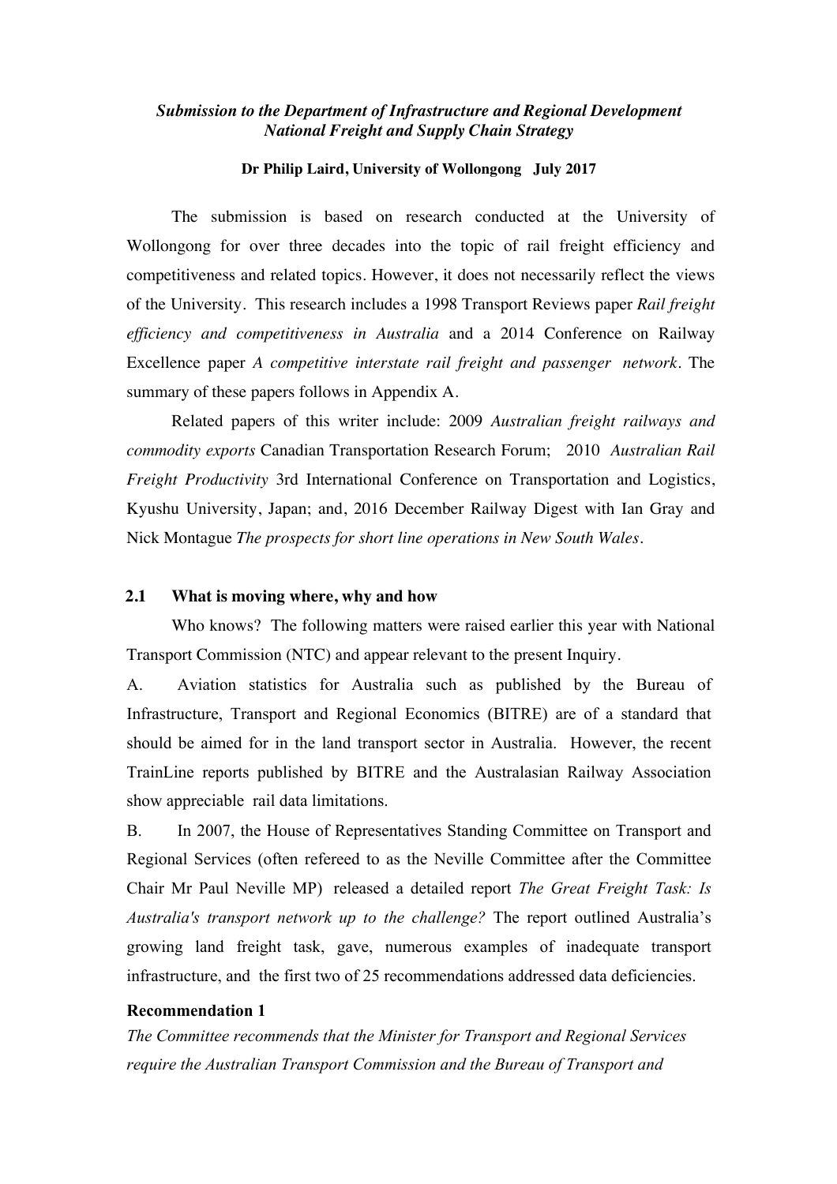***Submission to the Department of Infrastructure and Regional Development National Freight and Supply Chain Strategy***

**Dr Philip Laird, University of Wollongong July 2017**

The submission is based on research conducted at the University of Wollongong for over three decades into the topic of rail freight efficiency and competitiveness and related topics. However, it does not necessarily reflect the views of the University. This research includes a 1998 Transport Reviews paper *Rail freight efficiency and competitiveness in Australia* and a 2014 Conference on Railway Excellence paper *A competitive interstate rail freight and passenger network*. The summary of these papers follows in Appendix A.

Related papers of this writer include: 2009 *Australian freight railways and commodity exports* Canadian Transportation Research Forum; 2010 *Australian Rail Freight Productivity* 3rd International Conference on Transportation and Logistics, Kyushu University, Japan; and, 2016 December Railway Digest with Ian Gray and Nick Montague *The prospects for short line operations in New South Wales*.

## 2.1 What is moving where, why and how

Who knows? The following matters were raised earlier this year with National Transport Commission (NTC) and appear relevant to the present Inquiry.

A. Aviation statistics for Australia such as published by the Bureau of Infrastructure, Transport and Regional Economics (BITRE) are of a standard that should be aimed for in the land transport sector in Australia. However, the recent TrainLine reports published by BITRE and the Australasian Railway Association show appreciable rail data limitations.

B. In 2007, the House of Representatives Standing Committee on Transport and Regional Services (often refereed to as the Neville Committee after the Committee Chair Mr Paul Neville MP) released a detailed report *The Great Freight Task: Is Australia's transport network up to the challenge?* The report outlined Australia's growing land freight task, gave, numerous examples of inadequate transport infrastructure, and the first two of 25 recommendations addressed data deficiencies.

**Recommendation 1**

*The Committee recommends that the Minister for Transport and Regional Services require the Australian Transport Commission and the Bureau of Transport and*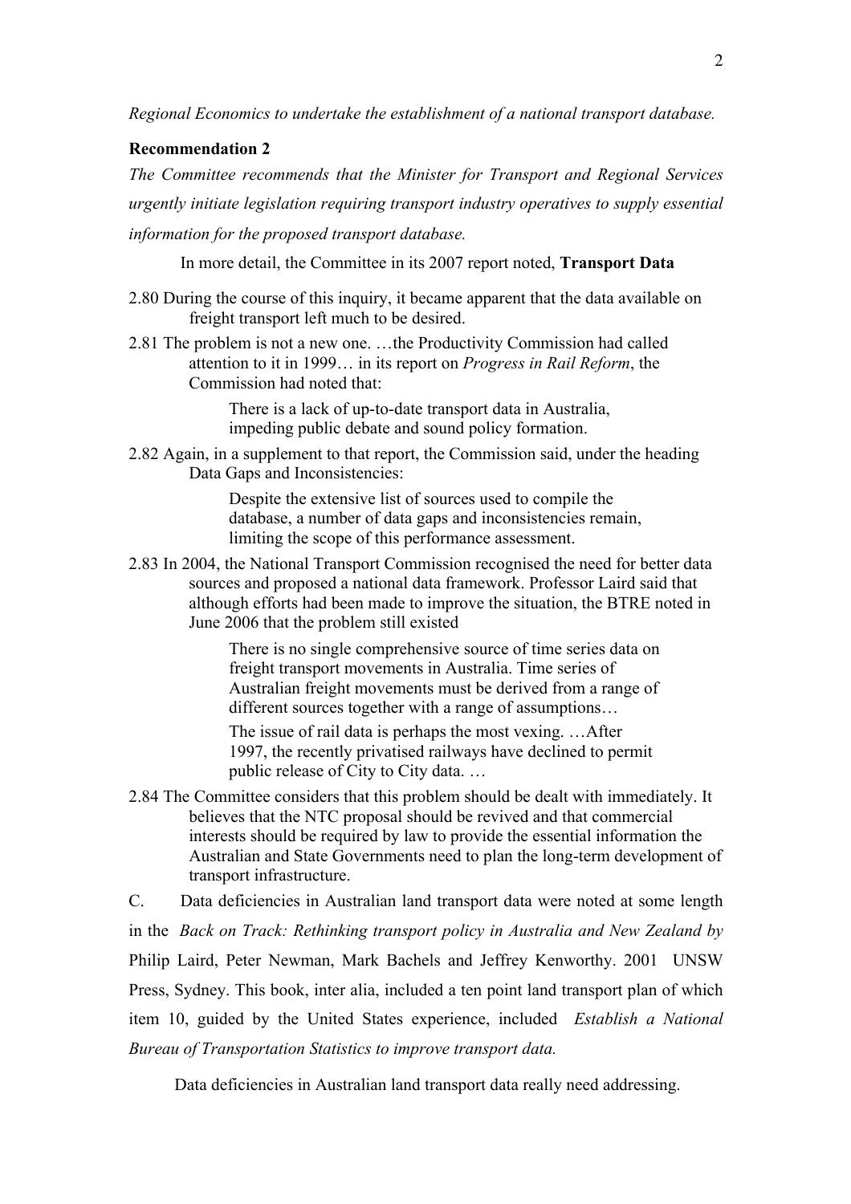*Regional Economics to undertake the establishment of a national transport database.*

**Recommendation 2**

*The Committee recommends that the Minister for Transport and Regional Services urgently initiate legislation requiring transport industry operatives to supply essential information for the proposed transport database.*

In more detail, the Committee in its 2007 report noted, **Transport Data**

2.80 During the course of this inquiry, it became apparent that the data available on freight transport left much to be desired.

2.81 The problem is not a new one. …the Productivity Commission had called attention to it in 1999… in its report on *Progress in Rail Reform*, the Commission had noted that:

> There is a lack of up-to-date transport data in Australia, impeding public debate and sound policy formation.

2.82 Again, in a supplement to that report, the Commission said, under the heading Data Gaps and Inconsistencies:

> Despite the extensive list of sources used to compile the database, a number of data gaps and inconsistencies remain, limiting the scope of this performance assessment.

2.83 In 2004, the National Transport Commission recognised the need for better data sources and proposed a national data framework. Professor Laird said that although efforts had been made to improve the situation, the BTRE noted in June 2006 that the problem still existed

> There is no single comprehensive source of time series data on freight transport movements in Australia. Time series of Australian freight movements must be derived from a range of different sources together with a range of assumptions…
>
> The issue of rail data is perhaps the most vexing. …After 1997, the recently privatised railways have declined to permit public release of City to City data. …

2.84 The Committee considers that this problem should be dealt with immediately. It believes that the NTC proposal should be revived and that commercial interests should be required by law to provide the essential information the Australian and State Governments need to plan the long-term development of transport infrastructure.

C. Data deficiencies in Australian land transport data were noted at some length in the *Back on Track: Rethinking transport policy in Australia and New Zealand by* Philip Laird, Peter Newman, Mark Bachels and Jeffrey Kenworthy. 2001 UNSW Press, Sydney. This book, inter alia, included a ten point land transport plan of which item 10, guided by the United States experience, included *Establish a National Bureau of Transportation Statistics to improve transport data.*

Data deficiencies in Australian land transport data really need addressing.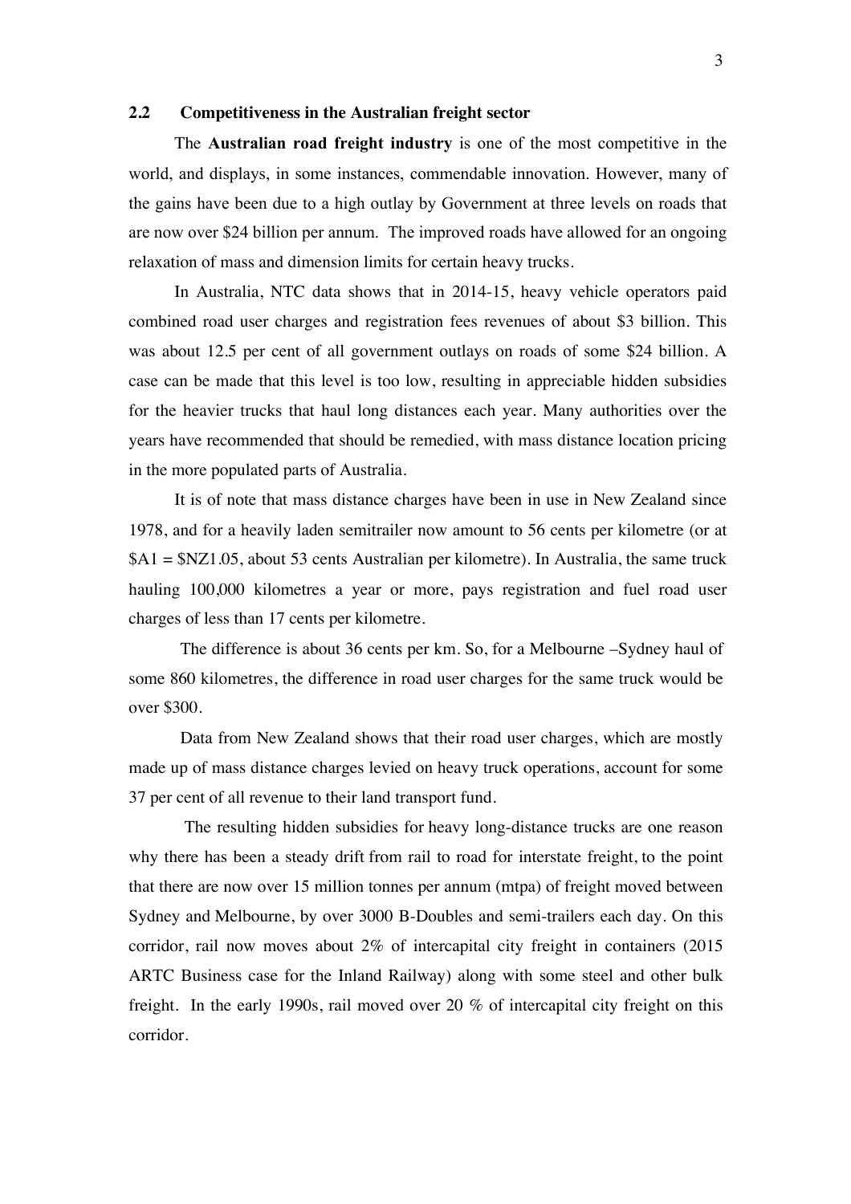## 2.2 Competitiveness in the Australian freight sector

The **Australian road freight industry** is one of the most competitive in the world, and displays, in some instances, commendable innovation. However, many of the gains have been due to a high outlay by Government at three levels on roads that are now over $24 billion per annum. The improved roads have allowed for an ongoing relaxation of mass and dimension limits for certain heavy trucks.

In Australia, NTC data shows that in 2014-15, heavy vehicle operators paid combined road user charges and registration fees revenues of about $3 billion. This was about 12.5 per cent of all government outlays on roads of some $24 billion. A case can be made that this level is too low, resulting in appreciable hidden subsidies for the heavier trucks that haul long distances each year. Many authorities over the years have recommended that should be remedied, with mass distance location pricing in the more populated parts of Australia.

It is of note that mass distance charges have been in use in New Zealand since 1978, and for a heavily laden semitrailer now amount to 56 cents per kilometre (or at $A1 = $NZ1.05, about 53 cents Australian per kilometre). In Australia, the same truck hauling 100,000 kilometres a year or more, pays registration and fuel road user charges of less than 17 cents per kilometre.

The difference is about 36 cents per km. So, for a Melbourne –Sydney haul of some 860 kilometres, the difference in road user charges for the same truck would be over $300.

Data from New Zealand shows that their road user charges, which are mostly made up of mass distance charges levied on heavy truck operations, account for some 37 per cent of all revenue to their land transport fund.

The resulting hidden subsidies for heavy long-distance trucks are one reason why there has been a steady drift from rail to road for interstate freight, to the point that there are now over 15 million tonnes per annum (mtpa) of freight moved between Sydney and Melbourne, by over 3000 B-Doubles and semi-trailers each day. On this corridor, rail now moves about 2% of intercapital city freight in containers (2015 ARTC Business case for the Inland Railway) along with some steel and other bulk freight. In the early 1990s, rail moved over 20 % of intercapital city freight on this corridor.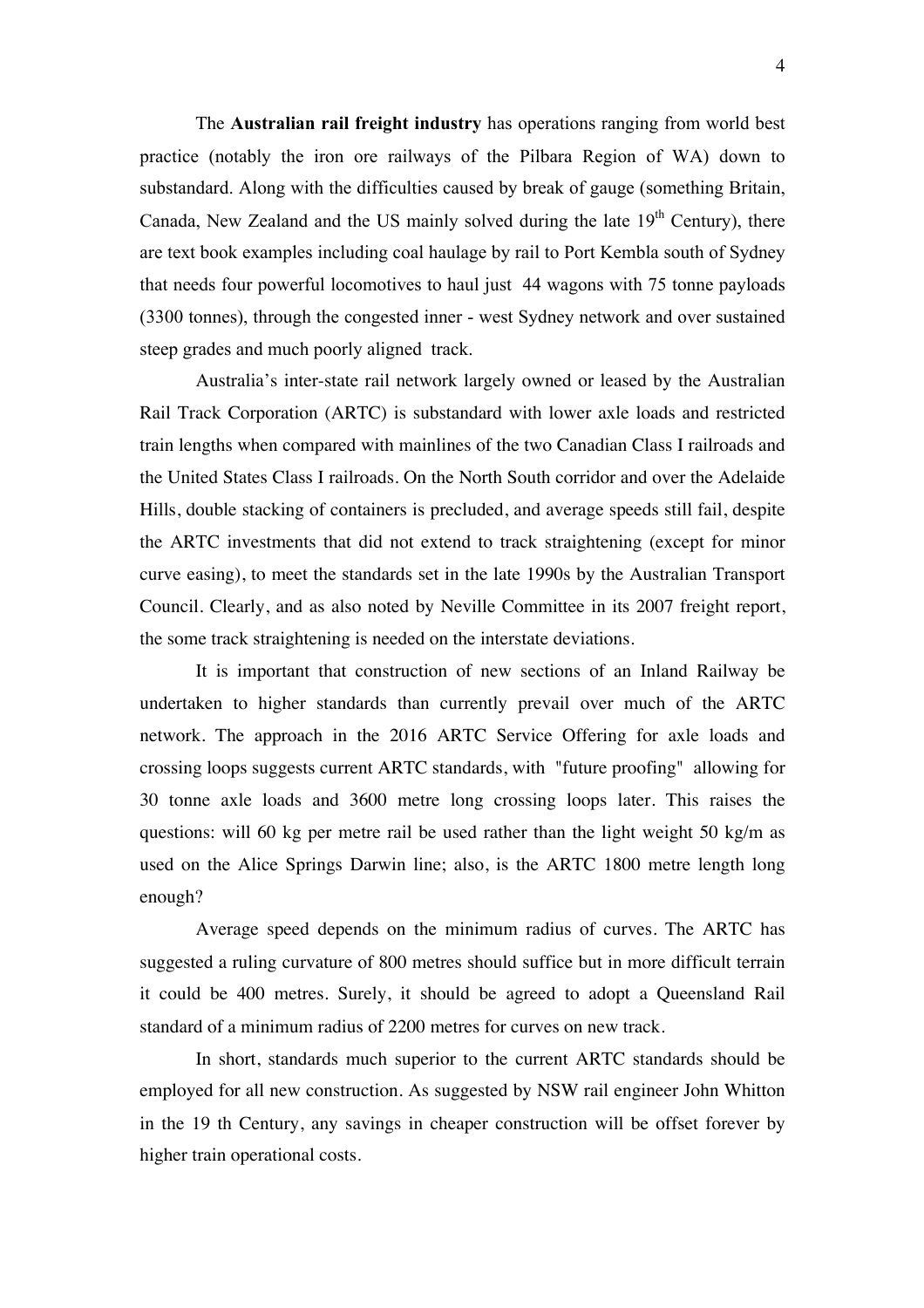The **Australian rail freight industry** has operations ranging from world best practice (notably the iron ore railways of the Pilbara Region of WA) down to substandard. Along with the difficulties caused by break of gauge (something Britain, Canada, New Zealand and the US mainly solved during the late 19th Century), there are text book examples including coal haulage by rail to Port Kembla south of Sydney that needs four powerful locomotives to haul just 44 wagons with 75 tonne payloads (3300 tonnes), through the congested inner - west Sydney network and over sustained steep grades and much poorly aligned track.

Australia's inter-state rail network largely owned or leased by the Australian Rail Track Corporation (ARTC) is substandard with lower axle loads and restricted train lengths when compared with mainlines of the two Canadian Class I railroads and the United States Class I railroads. On the North South corridor and over the Adelaide Hills, double stacking of containers is precluded, and average speeds still fail, despite the ARTC investments that did not extend to track straightening (except for minor curve easing), to meet the standards set in the late 1990s by the Australian Transport Council. Clearly, and as also noted by Neville Committee in its 2007 freight report, the some track straightening is needed on the interstate deviations.

It is important that construction of new sections of an Inland Railway be undertaken to higher standards than currently prevail over much of the ARTC network. The approach in the 2016 ARTC Service Offering for axle loads and crossing loops suggests current ARTC standards, with "future proofing" allowing for 30 tonne axle loads and 3600 metre long crossing loops later. This raises the questions: will 60 kg per metre rail be used rather than the light weight 50 kg/m as used on the Alice Springs Darwin line; also, is the ARTC 1800 metre length long enough?

Average speed depends on the minimum radius of curves. The ARTC has suggested a ruling curvature of 800 metres should suffice but in more difficult terrain it could be 400 metres. Surely, it should be agreed to adopt a Queensland Rail standard of a minimum radius of 2200 metres for curves on new track.

In short, standards much superior to the current ARTC standards should be employed for all new construction. As suggested by NSW rail engineer John Whitton in the 19 th Century, any savings in cheaper construction will be offset forever by higher train operational costs.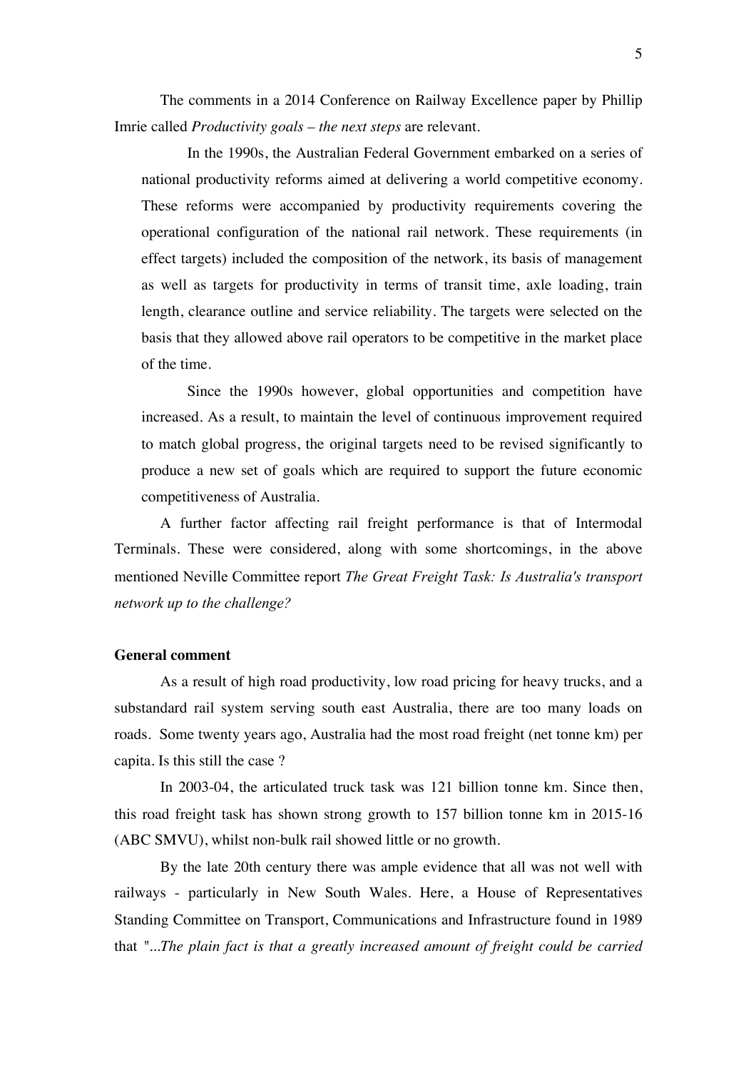The comments in a 2014 Conference on Railway Excellence paper by Phillip Imrie called *Productivity goals – the next steps* are relevant.

> In the 1990s, the Australian Federal Government embarked on a series of national productivity reforms aimed at delivering a world competitive economy. These reforms were accompanied by productivity requirements covering the operational configuration of the national rail network. These requirements (in effect targets) included the composition of the network, its basis of management as well as targets for productivity in terms of transit time, axle loading, train length, clearance outline and service reliability. The targets were selected on the basis that they allowed above rail operators to be competitive in the market place of the time.
>
> Since the 1990s however, global opportunities and competition have increased. As a result, to maintain the level of continuous improvement required to match global progress, the original targets need to be revised significantly to produce a new set of goals which are required to support the future economic competitiveness of Australia.

A further factor affecting rail freight performance is that of Intermodal Terminals. These were considered, along with some shortcomings, in the above mentioned Neville Committee report *The Great Freight Task: Is Australia's transport network up to the challenge?*

**General comment**

As a result of high road productivity, low road pricing for heavy trucks, and a substandard rail system serving south east Australia, there are too many loads on roads. Some twenty years ago, Australia had the most road freight (net tonne km) per capita. Is this still the case ?

In 2003-04, the articulated truck task was 121 billion tonne km. Since then, this road freight task has shown strong growth to 157 billion tonne km in 2015-16 (ABC SMVU), whilst non-bulk rail showed little or no growth.

By the late 20th century there was ample evidence that all was not well with railways - particularly in New South Wales. Here, a House of Representatives Standing Committee on Transport, Communications and Infrastructure found in 1989 that "*...The plain fact is that a greatly increased amount of freight could be carried*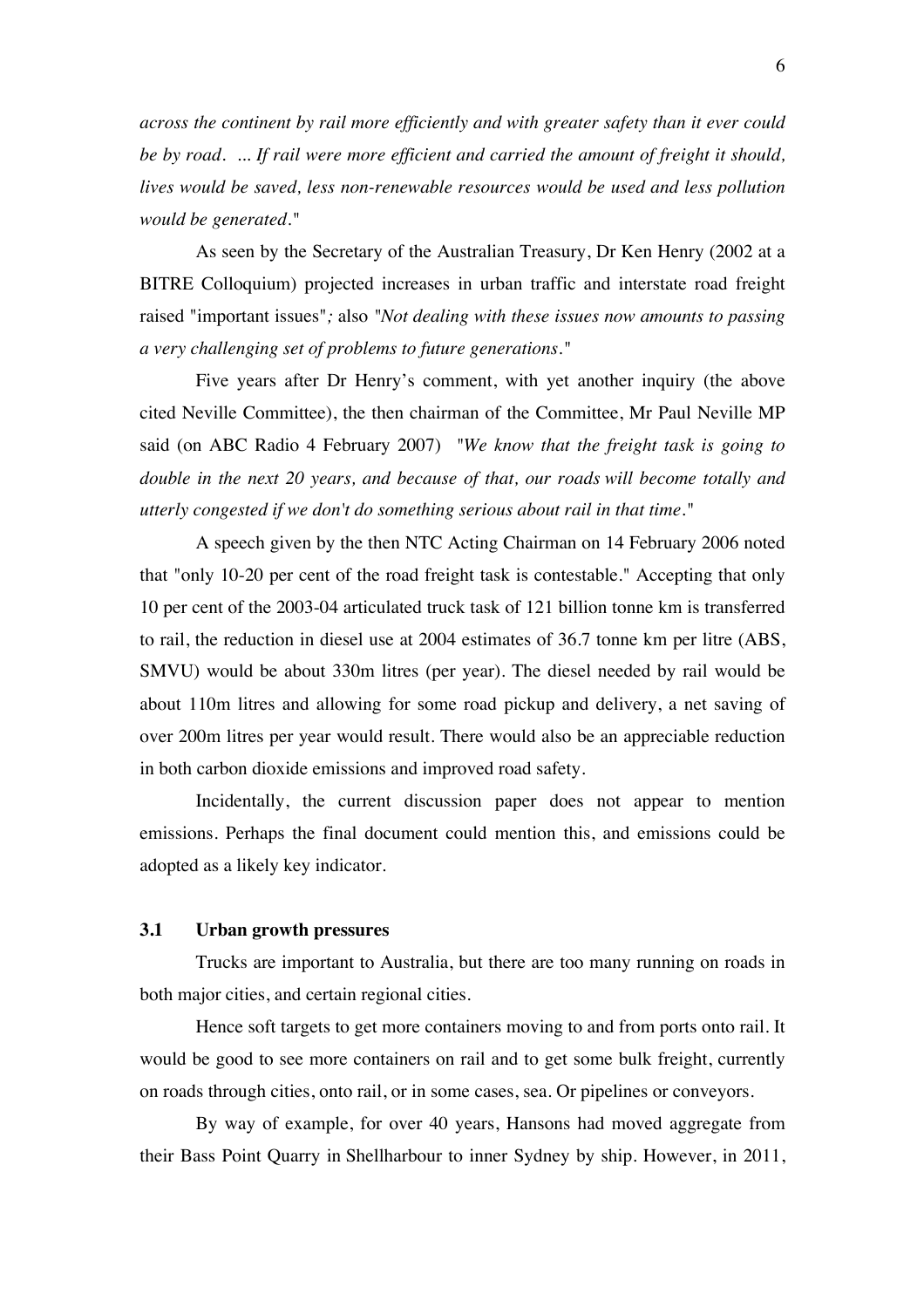*across the continent by rail more efficiently and with greater safety than it ever could be by road. ... If rail were more efficient and carried the amount of freight it should, lives would be saved, less non-renewable resources would be used and less pollution would be generated."*

As seen by the Secretary of the Australian Treasury, Dr Ken Henry (2002 at a BITRE Colloquium) projected increases in urban traffic and interstate road freight raised "important issues"*;* also *"Not dealing with these issues now amounts to passing a very challenging set of problems to future generations."*

Five years after Dr Henry's comment, with yet another inquiry (the above cited Neville Committee), the then chairman of the Committee, Mr Paul Neville MP said (on ABC Radio 4 February 2007) *"We know that the freight task is going to double in the next 20 years, and because of that, our roads will become totally and utterly congested if we don't do something serious about rail in that time."*

A speech given by the then NTC Acting Chairman on 14 February 2006 noted that "only 10-20 per cent of the road freight task is contestable." Accepting that only 10 per cent of the 2003-04 articulated truck task of 121 billion tonne km is transferred to rail, the reduction in diesel use at 2004 estimates of 36.7 tonne km per litre (ABS, SMVU) would be about 330m litres (per year). The diesel needed by rail would be about 110m litres and allowing for some road pickup and delivery, a net saving of over 200m litres per year would result. There would also be an appreciable reduction in both carbon dioxide emissions and improved road safety.

Incidentally, the current discussion paper does not appear to mention emissions. Perhaps the final document could mention this, and emissions could be adopted as a likely key indicator.

### 3.1 Urban growth pressures

Trucks are important to Australia, but there are too many running on roads in both major cities, and certain regional cities.

Hence soft targets to get more containers moving to and from ports onto rail. It would be good to see more containers on rail and to get some bulk freight, currently on roads through cities, onto rail, or in some cases, sea. Or pipelines or conveyors.

By way of example, for over 40 years, Hansons had moved aggregate from their Bass Point Quarry in Shellharbour to inner Sydney by ship. However, in 2011,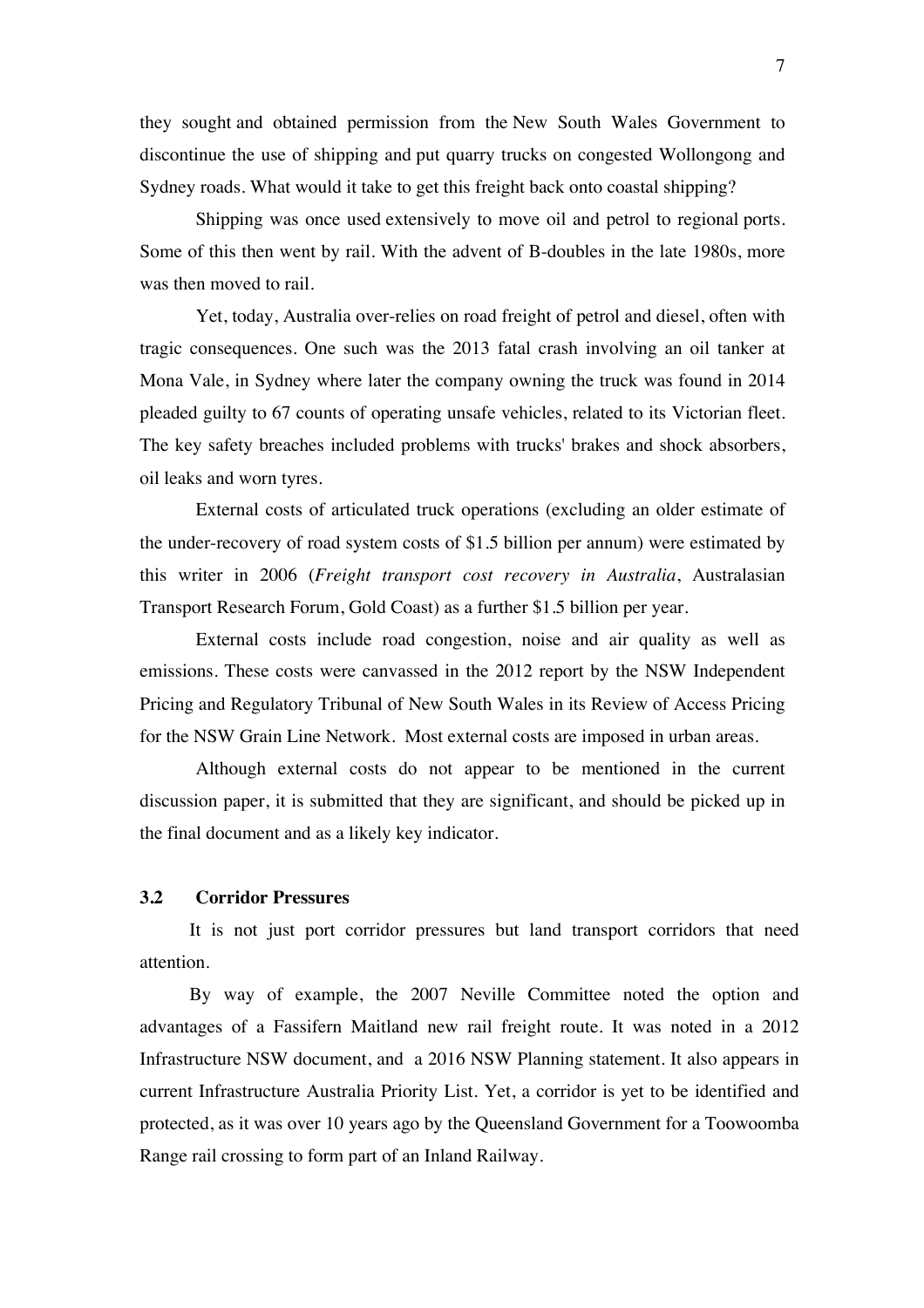they sought and obtained permission from the New South Wales Government to discontinue the use of shipping and put quarry trucks on congested Wollongong and Sydney roads. What would it take to get this freight back onto coastal shipping?

Shipping was once used extensively to move oil and petrol to regional ports. Some of this then went by rail. With the advent of B-doubles in the late 1980s, more was then moved to rail.

Yet, today, Australia over-relies on road freight of petrol and diesel, often with tragic consequences. One such was the 2013 fatal crash involving an oil tanker at Mona Vale, in Sydney where later the company owning the truck was found in 2014 pleaded guilty to 67 counts of operating unsafe vehicles, related to its Victorian fleet. The key safety breaches included problems with trucks' brakes and shock absorbers, oil leaks and worn tyres.

External costs of articulated truck operations (excluding an older estimate of the under-recovery of road system costs of $1.5 billion per annum) were estimated by this writer in 2006 (*Freight transport cost recovery in Australia*, Australasian Transport Research Forum, Gold Coast) as a further $1.5 billion per year.

External costs include road congestion, noise and air quality as well as emissions. These costs were canvassed in the 2012 report by the NSW Independent Pricing and Regulatory Tribunal of New South Wales in its Review of Access Pricing for the NSW Grain Line Network. Most external costs are imposed in urban areas.

Although external costs do not appear to be mentioned in the current discussion paper, it is submitted that they are significant, and should be picked up in the final document and as a likely key indicator.

### 3.2 Corridor Pressures

It is not just port corridor pressures but land transport corridors that need attention.

By way of example, the 2007 Neville Committee noted the option and advantages of a Fassifern Maitland new rail freight route. It was noted in a 2012 Infrastructure NSW document, and a 2016 NSW Planning statement. It also appears in current Infrastructure Australia Priority List. Yet, a corridor is yet to be identified and protected, as it was over 10 years ago by the Queensland Government for a Toowoomba Range rail crossing to form part of an Inland Railway.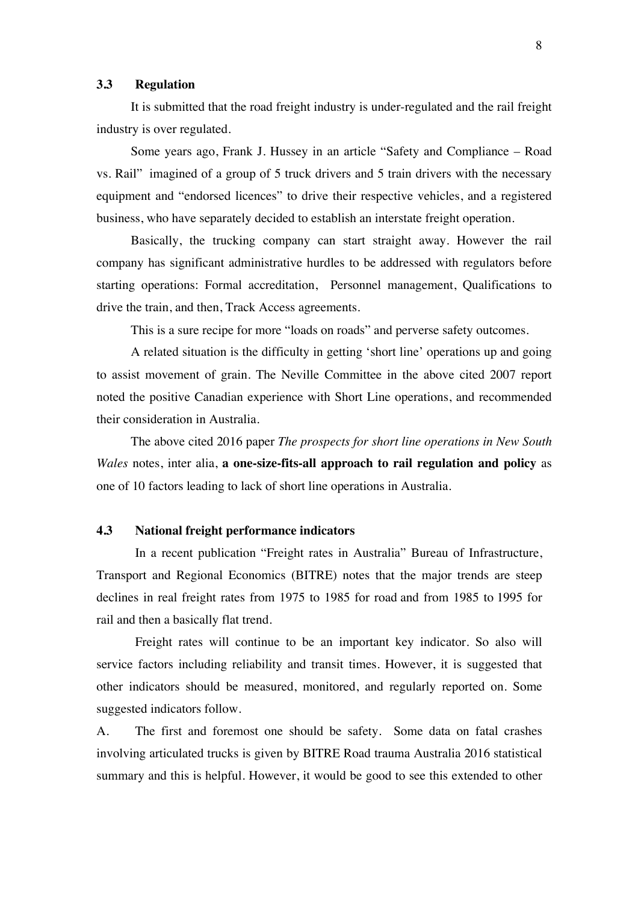### 3.3 Regulation

It is submitted that the road freight industry is under-regulated and the rail freight industry is over regulated.

Some years ago, Frank J. Hussey in an article "Safety and Compliance – Road vs. Rail" imagined of a group of 5 truck drivers and 5 train drivers with the necessary equipment and "endorsed licences" to drive their respective vehicles, and a registered business, who have separately decided to establish an interstate freight operation.

Basically, the trucking company can start straight away. However the rail company has significant administrative hurdles to be addressed with regulators before starting operations: Formal accreditation, Personnel management, Qualifications to drive the train, and then, Track Access agreements.

This is a sure recipe for more "loads on roads" and perverse safety outcomes.

A related situation is the difficulty in getting 'short line' operations up and going to assist movement of grain. The Neville Committee in the above cited 2007 report noted the positive Canadian experience with Short Line operations, and recommended their consideration in Australia.

The above cited 2016 paper *The prospects for short line operations in New South Wales* notes, inter alia, **a one-size-fits-all approach to rail regulation and policy** as one of 10 factors leading to lack of short line operations in Australia.

### 4.3 National freight performance indicators

In a recent publication "Freight rates in Australia" Bureau of Infrastructure, Transport and Regional Economics (BITRE) notes that the major trends are steep declines in real freight rates from 1975 to 1985 for road and from 1985 to 1995 for rail and then a basically flat trend.

Freight rates will continue to be an important key indicator. So also will service factors including reliability and transit times. However, it is suggested that other indicators should be measured, monitored, and regularly reported on. Some suggested indicators follow.

A. The first and foremost one should be safety. Some data on fatal crashes involving articulated trucks is given by BITRE Road trauma Australia 2016 statistical summary and this is helpful. However, it would be good to see this extended to other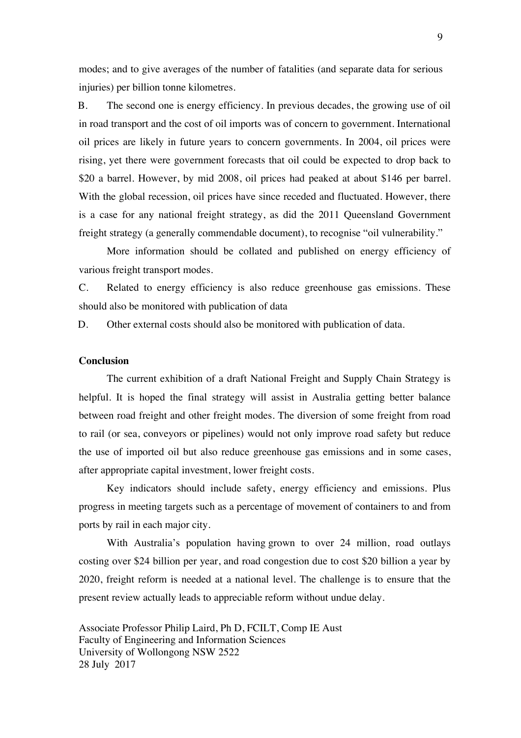modes; and to give averages of the number of fatalities (and separate data for serious injuries) per billion tonne kilometres.

B. The second one is energy efficiency. In previous decades, the growing use of oil in road transport and the cost of oil imports was of concern to government. International oil prices are likely in future years to concern governments. In 2004, oil prices were rising, yet there were government forecasts that oil could be expected to drop back to $20 a barrel. However, by mid 2008, oil prices had peaked at about $146 per barrel. With the global recession, oil prices have since receded and fluctuated. However, there is a case for any national freight strategy, as did the 2011 Queensland Government freight strategy (a generally commendable document), to recognise "oil vulnerability."

More information should be collated and published on energy efficiency of various freight transport modes.

C. Related to energy efficiency is also reduce greenhouse gas emissions. These should also be monitored with publication of data

D. Other external costs should also be monitored with publication of data.

**Conclusion**

The current exhibition of a draft National Freight and Supply Chain Strategy is helpful. It is hoped the final strategy will assist in Australia getting better balance between road freight and other freight modes. The diversion of some freight from road to rail (or sea, conveyors or pipelines) would not only improve road safety but reduce the use of imported oil but also reduce greenhouse gas emissions and in some cases, after appropriate capital investment, lower freight costs.

Key indicators should include safety, energy efficiency and emissions. Plus progress in meeting targets such as a percentage of movement of containers to and from ports by rail in each major city.

With Australia's population having grown to over 24 million, road outlays costing over $24 billion per year, and road congestion due to cost $20 billion a year by 2020, freight reform is needed at a national level. The challenge is to ensure that the present review actually leads to appreciable reform without undue delay.

Associate Professor Philip Laird, Ph D, FCILT, Comp IE Aust
Faculty of Engineering and Information Sciences
University of Wollongong NSW 2522
28 July 2017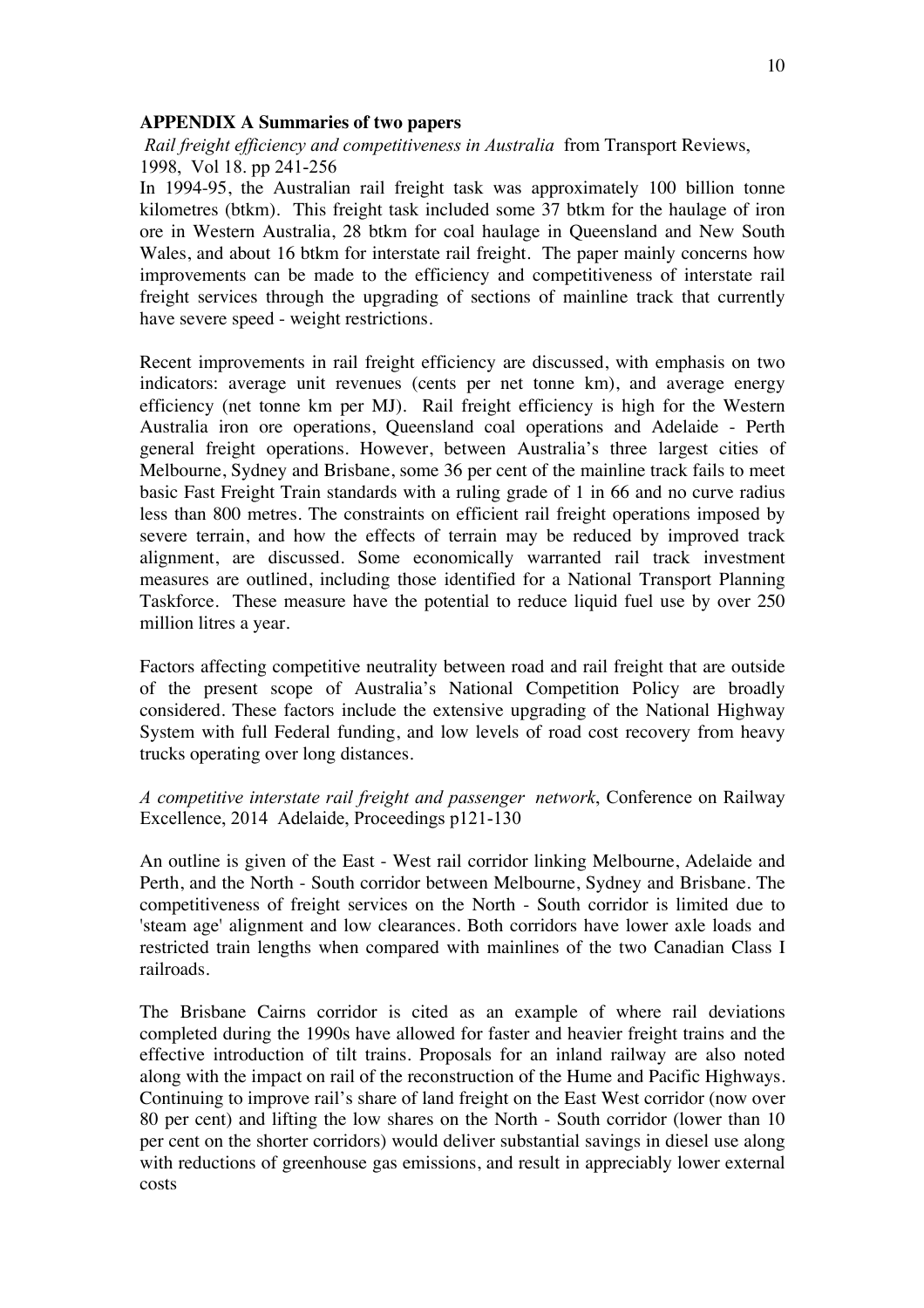**APPENDIX A Summaries of two papers**

*Rail freight efficiency and competitiveness in Australia* from Transport Reviews, 1998, Vol 18. pp 241-256

In 1994-95, the Australian rail freight task was approximately 100 billion tonne kilometres (btkm). This freight task included some 37 btkm for the haulage of iron ore in Western Australia, 28 btkm for coal haulage in Queensland and New South Wales, and about 16 btkm for interstate rail freight. The paper mainly concerns how improvements can be made to the efficiency and competitiveness of interstate rail freight services through the upgrading of sections of mainline track that currently have severe speed - weight restrictions.

Recent improvements in rail freight efficiency are discussed, with emphasis on two indicators: average unit revenues (cents per net tonne km), and average energy efficiency (net tonne km per MJ). Rail freight efficiency is high for the Western Australia iron ore operations, Queensland coal operations and Adelaide - Perth general freight operations. However, between Australia's three largest cities of Melbourne, Sydney and Brisbane, some 36 per cent of the mainline track fails to meet basic Fast Freight Train standards with a ruling grade of 1 in 66 and no curve radius less than 800 metres. The constraints on efficient rail freight operations imposed by severe terrain, and how the effects of terrain may be reduced by improved track alignment, are discussed. Some economically warranted rail track investment measures are outlined, including those identified for a National Transport Planning Taskforce. These measure have the potential to reduce liquid fuel use by over 250 million litres a year.

Factors affecting competitive neutrality between road and rail freight that are outside of the present scope of Australia's National Competition Policy are broadly considered. These factors include the extensive upgrading of the National Highway System with full Federal funding, and low levels of road cost recovery from heavy trucks operating over long distances.

*A competitive interstate rail freight and passenger network*, Conference on Railway Excellence, 2014 Adelaide, Proceedings p121-130

An outline is given of the East - West rail corridor linking Melbourne, Adelaide and Perth, and the North - South corridor between Melbourne, Sydney and Brisbane. The competitiveness of freight services on the North - South corridor is limited due to 'steam age' alignment and low clearances. Both corridors have lower axle loads and restricted train lengths when compared with mainlines of the two Canadian Class I railroads.

The Brisbane Cairns corridor is cited as an example of where rail deviations completed during the 1990s have allowed for faster and heavier freight trains and the effective introduction of tilt trains. Proposals for an inland railway are also noted along with the impact on rail of the reconstruction of the Hume and Pacific Highways. Continuing to improve rail's share of land freight on the East West corridor (now over 80 per cent) and lifting the low shares on the North - South corridor (lower than 10 per cent on the shorter corridors) would deliver substantial savings in diesel use along with reductions of greenhouse gas emissions, and result in appreciably lower external costs